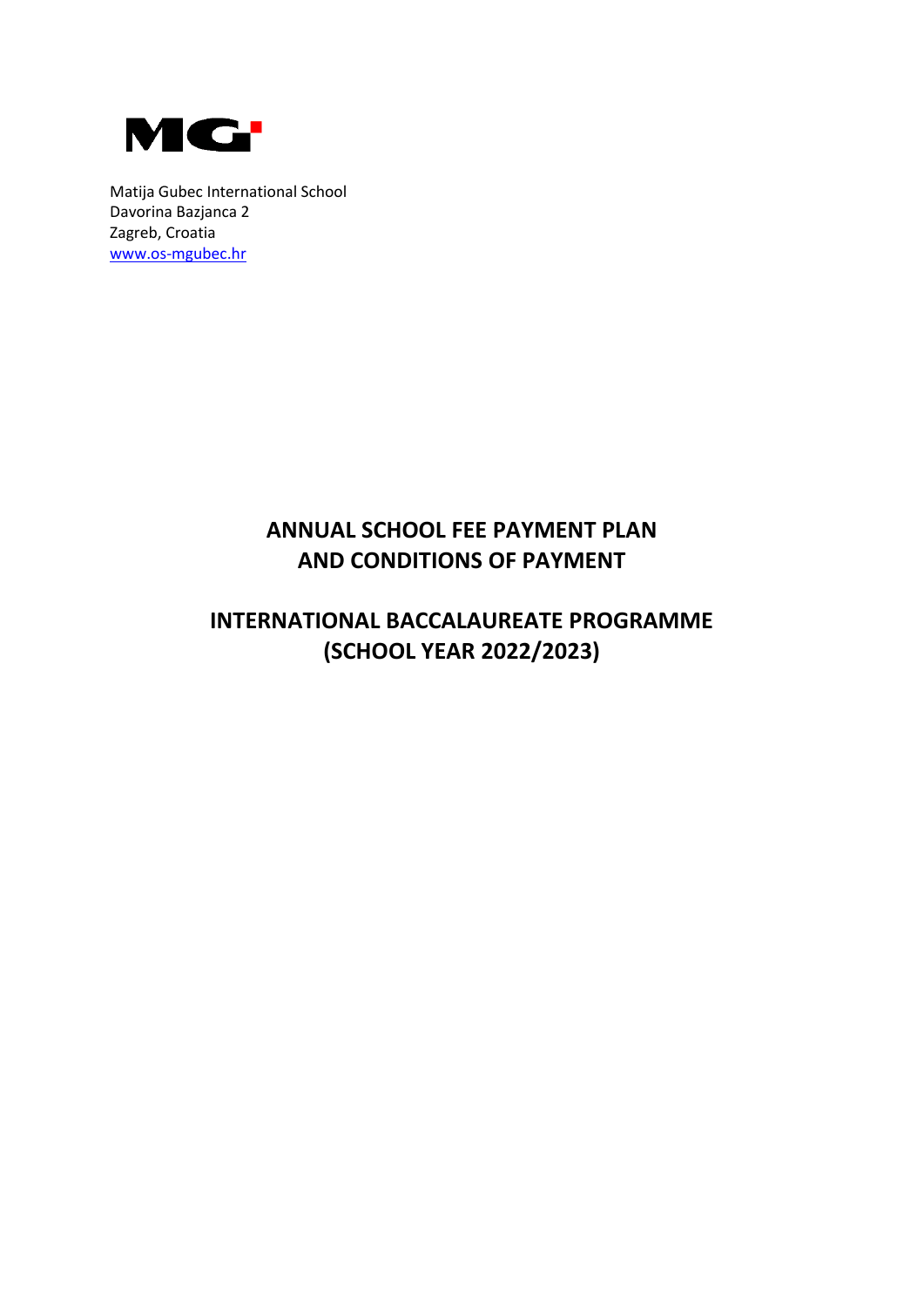MG

Matija Gubec International School
Davorina Bazjanca 2
Zagreb, Croatia
www.os-mgubec.hr

# ANNUAL SCHOOL FEE PAYMENT PLAN AND CONDITIONS OF PAYMENT

# INTERNATIONAL BACCALAUREATE PROGRAMME (SCHOOL YEAR 2022/2023)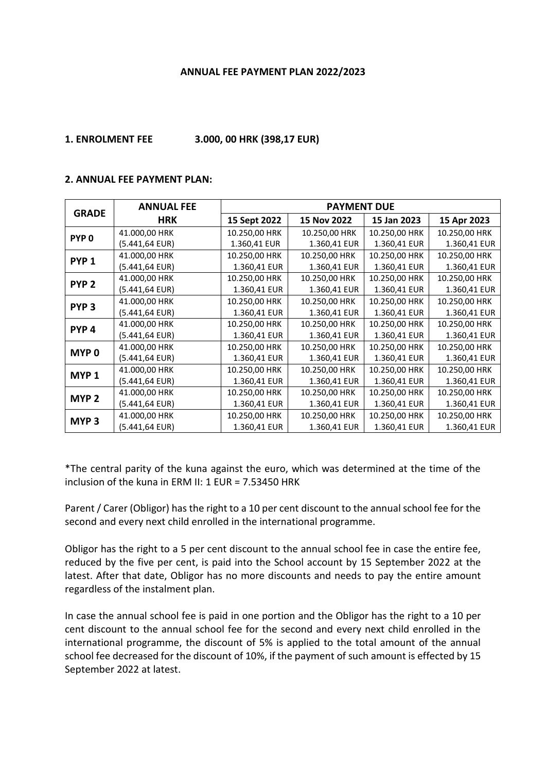**ANNUAL FEE PAYMENT PLAN 2022/2023**

**1. ENROLMENT FEE 3.000, 00 HRK (398,17 EUR)**

**2. ANNUAL FEE PAYMENT PLAN:**

| GRADE | ANNUAL FEE HRK | PAYMENT DUE | | | |
|---|---|---|---|---|---|
| | | 15 Sept 2022 | 15 Nov 2022 | 15 Jan 2023 | 15 Apr 2023 |
| PYP 0 | 41.000,00 HRK (5.441,64 EUR) | 10.250,00 HRK 1.360,41 EUR | 10.250,00 HRK 1.360,41 EUR | 10.250,00 HRK 1.360,41 EUR | 10.250,00 HRK 1.360,41 EUR |
| PYP 1 | 41.000,00 HRK (5.441,64 EUR) | 10.250,00 HRK 1.360,41 EUR | 10.250,00 HRK 1.360,41 EUR | 10.250,00 HRK 1.360,41 EUR | 10.250,00 HRK 1.360,41 EUR |
| PYP 2 | 41.000,00 HRK (5.441,64 EUR) | 10.250,00 HRK 1.360,41 EUR | 10.250,00 HRK 1.360,41 EUR | 10.250,00 HRK 1.360,41 EUR | 10.250,00 HRK 1.360,41 EUR |
| PYP 3 | 41.000,00 HRK (5.441,64 EUR) | 10.250,00 HRK 1.360,41 EUR | 10.250,00 HRK 1.360,41 EUR | 10.250,00 HRK 1.360,41 EUR | 10.250,00 HRK 1.360,41 EUR |
| PYP 4 | 41.000,00 HRK (5.441,64 EUR) | 10.250,00 HRK 1.360,41 EUR | 10.250,00 HRK 1.360,41 EUR | 10.250,00 HRK 1.360,41 EUR | 10.250,00 HRK 1.360,41 EUR |
| MYP 0 | 41.000,00 HRK (5.441,64 EUR) | 10.250,00 HRK 1.360,41 EUR | 10.250,00 HRK 1.360,41 EUR | 10.250,00 HRK 1.360,41 EUR | 10.250,00 HRK 1.360,41 EUR |
| MYP 1 | 41.000,00 HRK (5.441,64 EUR) | 10.250,00 HRK 1.360,41 EUR | 10.250,00 HRK 1.360,41 EUR | 10.250,00 HRK 1.360,41 EUR | 10.250,00 HRK 1.360,41 EUR |
| MYP 2 | 41.000,00 HRK (5.441,64 EUR) | 10.250,00 HRK 1.360,41 EUR | 10.250,00 HRK 1.360,41 EUR | 10.250,00 HRK 1.360,41 EUR | 10.250,00 HRK 1.360,41 EUR |
| MYP 3 | 41.000,00 HRK (5.441,64 EUR) | 10.250,00 HRK 1.360,41 EUR | 10.250,00 HRK 1.360,41 EUR | 10.250,00 HRK 1.360,41 EUR | 10.250,00 HRK 1.360,41 EUR |

*The central parity of the kuna against the euro, which was determined at the time of the inclusion of the kuna in ERM II: 1 EUR = 7.53450 HRK

Parent / Carer (Obligor) has the right to a 10 per cent discount to the annual school fee for the second and every next child enrolled in the international programme.

Obligor has the right to a 5 per cent discount to the annual school fee in case the entire fee, reduced by the five per cent, is paid into the School account by 15 September 2022 at the latest. After that date, Obligor has no more discounts and needs to pay the entire amount regardless of the instalment plan.

In case the annual school fee is paid in one portion and the Obligor has the right to a 10 per cent discount to the annual school fee for the second and every next child enrolled in the international programme, the discount of 5% is applied to the total amount of the annual school fee decreased for the discount of 10%, if the payment of such amount is effected by 15 September 2022 at latest.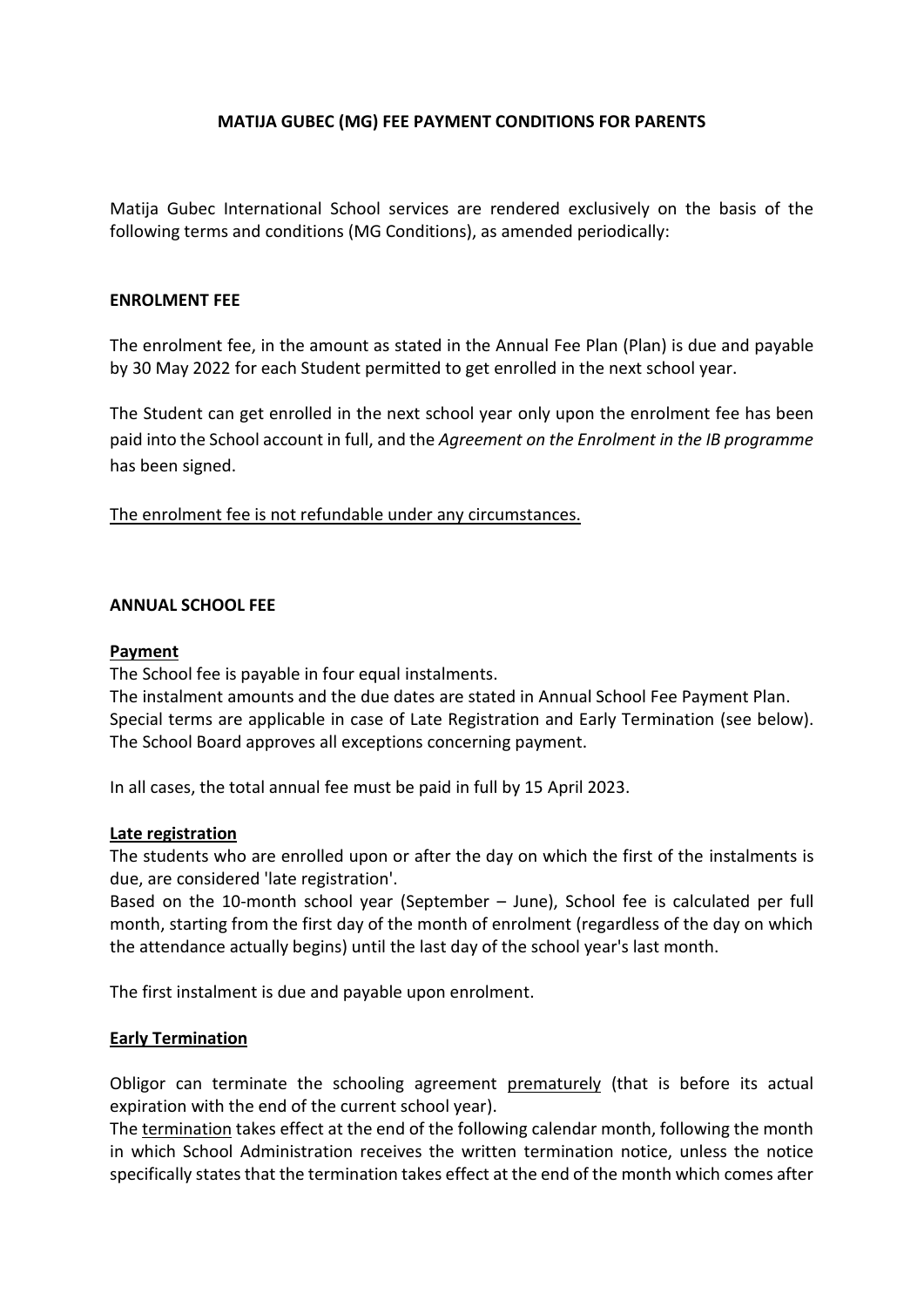**MATIJA GUBEC (MG) FEE PAYMENT CONDITIONS FOR PARENTS**

Matija Gubec International School services are rendered exclusively on the basis of the following terms and conditions (MG Conditions), as amended periodically:

**ENROLMENT FEE**

The enrolment fee, in the amount as stated in the Annual Fee Plan (Plan) is due and payable by 30 May 2022 for each Student permitted to get enrolled in the next school year.

The Student can get enrolled in the next school year only upon the enrolment fee has been paid into the School account in full, and the *Agreement on the Enrolment in the IB programme* has been signed.

<u>The enrolment fee is not refundable under any circumstances.</u>

**ANNUAL SCHOOL FEE**

**<u>Payment</u>**

The School fee is payable in four equal instalments.
The instalment amounts and the due dates are stated in Annual School Fee Payment Plan.
Special terms are applicable in case of Late Registration and Early Termination (see below).
The School Board approves all exceptions concerning payment.

In all cases, the total annual fee must be paid in full by 15 April 2023.

**<u>Late registration</u>**

The students who are enrolled upon or after the day on which the first of the instalments is due, are considered 'late registration'.
Based on the 10-month school year (September – June), School fee is calculated per full month, starting from the first day of the month of enrolment (regardless of the day on which the attendance actually begins) until the last day of the school year's last month.

The first instalment is due and payable upon enrolment.

**<u>Early Termination</u>**

Obligor can terminate the schooling agreement <u>prematurely</u> (that is before its actual expiration with the end of the current school year).
The <u>termination</u> takes effect at the end of the following calendar month, following the month in which School Administration receives the written termination notice, unless the notice specifically states that the termination takes effect at the end of the month which comes after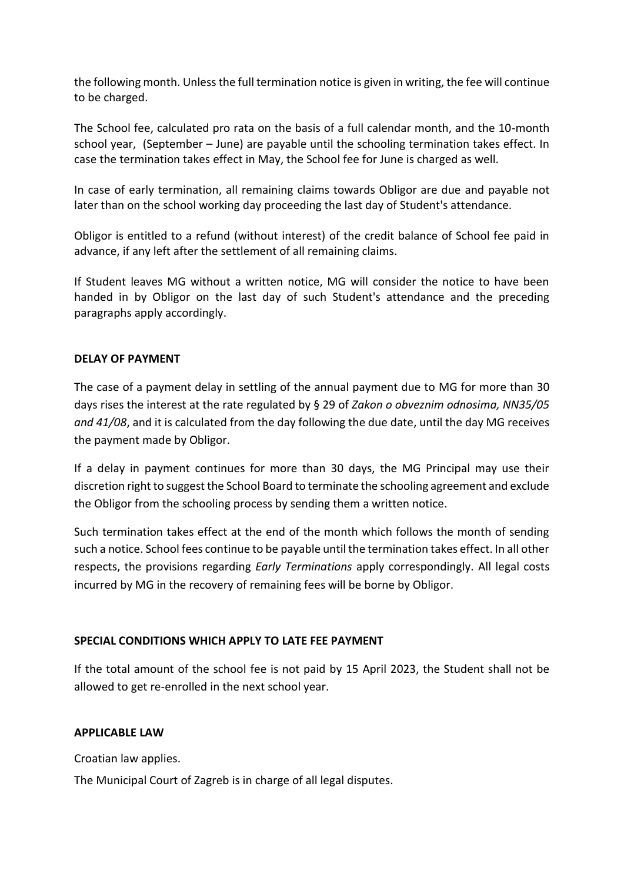the following month. Unless the full termination notice is given in writing, the fee will continue to be charged.

The School fee, calculated pro rata on the basis of a full calendar month, and the 10-month school year, (September – June) are payable until the schooling termination takes effect. In case the termination takes effect in May, the School fee for June is charged as well.

In case of early termination, all remaining claims towards Obligor are due and payable not later than on the school working day proceeding the last day of Student's attendance.

Obligor is entitled to a refund (without interest) of the credit balance of School fee paid in advance, if any left after the settlement of all remaining claims.

If Student leaves MG without a written notice, MG will consider the notice to have been handed in by Obligor on the last day of such Student's attendance and the preceding paragraphs apply accordingly.

**DELAY OF PAYMENT**

The case of a payment delay in settling of the annual payment due to MG for more than 30 days rises the interest at the rate regulated by § 29 of *Zakon o obveznim odnosima, NN35/05 and 41/08*, and it is calculated from the day following the due date, until the day MG receives the payment made by Obligor.

If a delay in payment continues for more than 30 days, the MG Principal may use their discretion right to suggest the School Board to terminate the schooling agreement and exclude the Obligor from the schooling process by sending them a written notice.

Such termination takes effect at the end of the month which follows the month of sending such a notice. School fees continue to be payable until the termination takes effect. In all other respects, the provisions regarding *Early Terminations* apply correspondingly. All legal costs incurred by MG in the recovery of remaining fees will be borne by Obligor.

**SPECIAL CONDITIONS WHICH APPLY TO LATE FEE PAYMENT**

If the total amount of the school fee is not paid by 15 April 2023, the Student shall not be allowed to get re-enrolled in the next school year.

**APPLICABLE LAW**

Croatian law applies.

The Municipal Court of Zagreb is in charge of all legal disputes.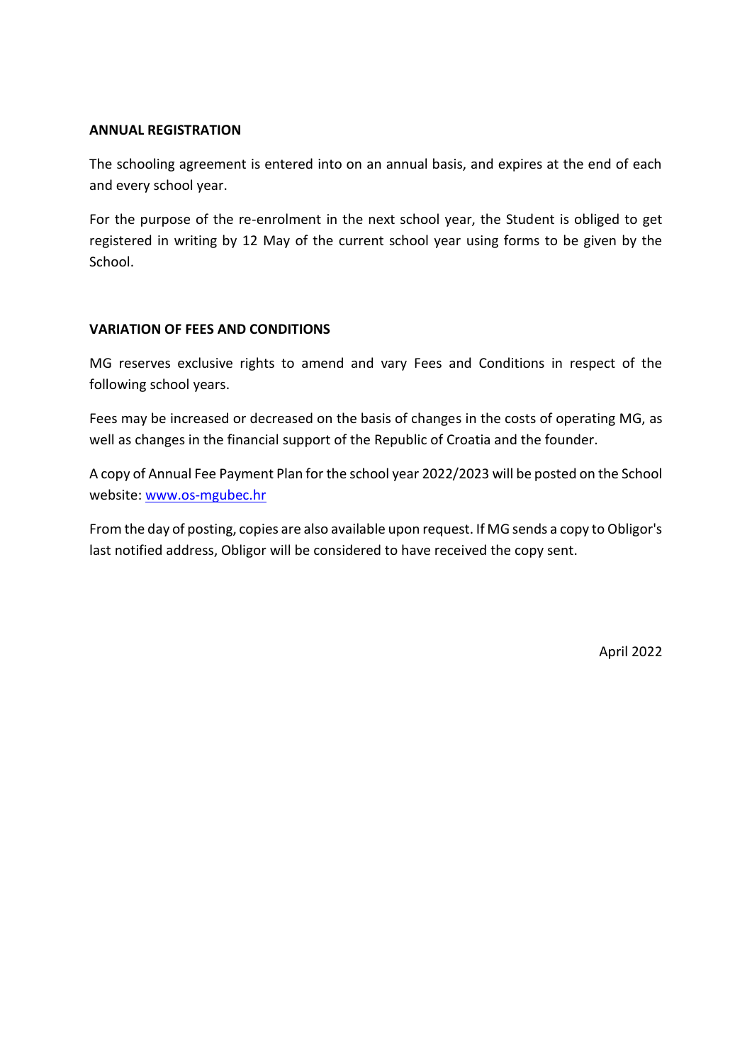**ANNUAL REGISTRATION**

The schooling agreement is entered into on an annual basis, and expires at the end of each and every school year.

For the purpose of the re-enrolment in the next school year, the Student is obliged to get registered in writing by 12 May of the current school year using forms to be given by the School.

**VARIATION OF FEES AND CONDITIONS**

MG reserves exclusive rights to amend and vary Fees and Conditions in respect of the following school years.

Fees may be increased or decreased on the basis of changes in the costs of operating MG, as well as changes in the financial support of the Republic of Croatia and the founder.

A copy of Annual Fee Payment Plan for the school year 2022/2023 will be posted on the School website: [www.os-mgubec.hr](http://www.os-mgubec.hr)

From the day of posting, copies are also available upon request. If MG sends a copy to Obligor's last notified address, Obligor will be considered to have received the copy sent.

April 2022